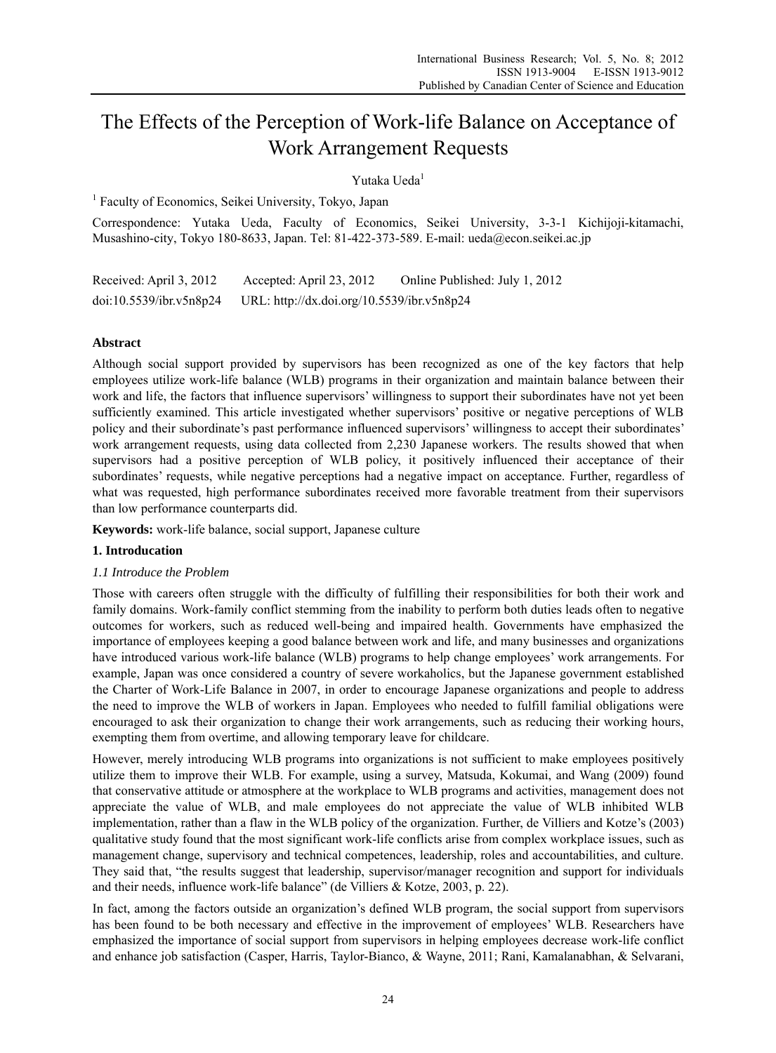# The Effects of the Perception of Work-life Balance on Acceptance of Work Arrangement Requests

Yutaka Ueda[1]

[1] Faculty of Economics, Seikei University, Tokyo, Japan

Correspondence: Yutaka Ueda, Faculty of Economics, Seikei University, 3-3-1 Kichijoji-kitamachi, Musashino-city, Tokyo 180-8633, Japan. Tel: 81-422-373-589. E-mail: ueda@econ.seikei.ac.jp

Received: April 3, 2012 Accepted: April 23, 2012 Online Published: July 1, 2012

doi:10.5539/ibr.v5n8p24 URL: http://dx.doi.org/10.5539/ibr.v5n8p24

## Abstract

Although social support provided by supervisors has been recognized as one of the key factors that help employees utilize work-life balance (WLB) programs in their organization and maintain balance between their work and life, the factors that influence supervisors' willingness to support their subordinates have not yet been sufficiently examined. This article investigated whether supervisors' positive or negative perceptions of WLB policy and their subordinate's past performance influenced supervisors' willingness to accept their subordinates' work arrangement requests, using data collected from 2,230 Japanese workers. The results showed that when supervisors had a positive perception of WLB policy, it positively influenced their acceptance of their subordinates' requests, while negative perceptions had a negative impact on acceptance. Further, regardless of what was requested, high performance subordinates received more favorable treatment from their supervisors than low performance counterparts did.

**Keywords:** work-life balance, social support, Japanese culture

## 1. Introducation

### 1.1 Introduce the Problem

Those with careers often struggle with the difficulty of fulfilling their responsibilities for both their work and family domains. Work-family conflict stemming from the inability to perform both duties leads often to negative outcomes for workers, such as reduced well-being and impaired health. Governments have emphasized the importance of employees keeping a good balance between work and life, and many businesses and organizations have introduced various work-life balance (WLB) programs to help change employees' work arrangements. For example, Japan was once considered a country of severe workaholics, but the Japanese government established the Charter of Work-Life Balance in 2007, in order to encourage Japanese organizations and people to address the need to improve the WLB of workers in Japan. Employees who needed to fulfill familial obligations were encouraged to ask their organization to change their work arrangements, such as reducing their working hours, exempting them from overtime, and allowing temporary leave for childcare.

However, merely introducing WLB programs into organizations is not sufficient to make employees positively utilize them to improve their WLB. For example, using a survey, Matsuda, Kokumai, and Wang (2009) found that conservative attitude or atmosphere at the workplace to WLB programs and activities, management does not appreciate the value of WLB, and male employees do not appreciate the value of WLB inhibited WLB implementation, rather than a flaw in the WLB policy of the organization. Further, de Villiers and Kotze's (2003) qualitative study found that the most significant work-life conflicts arise from complex workplace issues, such as management change, supervisory and technical competences, leadership, roles and accountabilities, and culture. They said that, "the results suggest that leadership, supervisor/manager recognition and support for individuals and their needs, influence work-life balance" (de Villiers & Kotze, 2003, p. 22).

In fact, among the factors outside an organization's defined WLB program, the social support from supervisors has been found to be both necessary and effective in the improvement of employees' WLB. Researchers have emphasized the importance of social support from supervisors in helping employees decrease work-life conflict and enhance job satisfaction (Casper, Harris, Taylor-Bianco, & Wayne, 2011; Rani, Kamalanabhan, & Selvarani,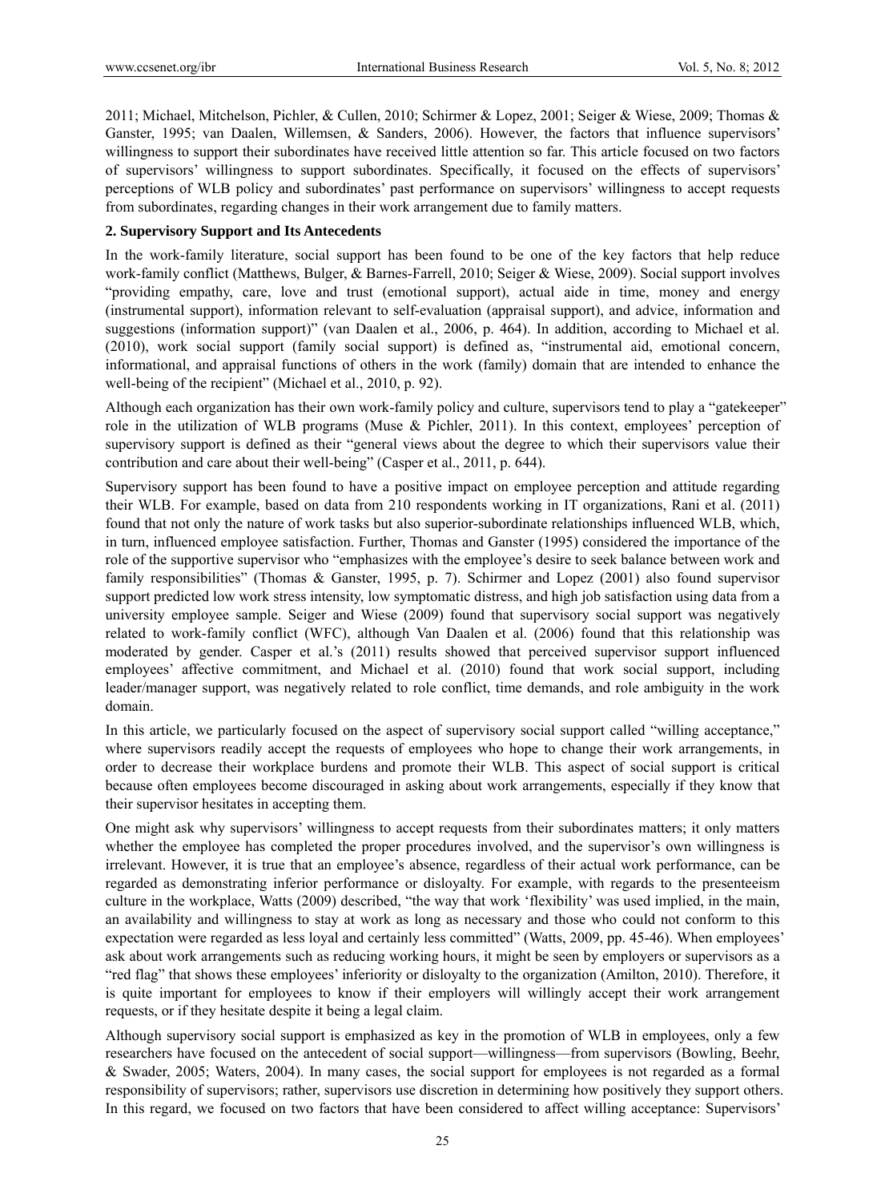2011; Michael, Mitchelson, Pichler, & Cullen, 2010; Schirmer & Lopez, 2001; Seiger & Wiese, 2009; Thomas & Ganster, 1995; van Daalen, Willemsen, & Sanders, 2006). However, the factors that influence supervisors' willingness to support their subordinates have received little attention so far. This article focused on two factors of supervisors' willingness to support subordinates. Specifically, it focused on the effects of supervisors' perceptions of WLB policy and subordinates' past performance on supervisors' willingness to accept requests from subordinates, regarding changes in their work arrangement due to family matters.

## 2. Supervisory Support and Its Antecedents

In the work-family literature, social support has been found to be one of the key factors that help reduce work-family conflict (Matthews, Bulger, & Barnes-Farrell, 2010; Seiger & Wiese, 2009). Social support involves "providing empathy, care, love and trust (emotional support), actual aide in time, money and energy (instrumental support), information relevant to self-evaluation (appraisal support), and advice, information and suggestions (information support)" (van Daalen et al., 2006, p. 464). In addition, according to Michael et al. (2010), work social support (family social support) is defined as, "instrumental aid, emotional concern, informational, and appraisal functions of others in the work (family) domain that are intended to enhance the well-being of the recipient" (Michael et al., 2010, p. 92).

Although each organization has their own work-family policy and culture, supervisors tend to play a "gatekeeper" role in the utilization of WLB programs (Muse & Pichler, 2011). In this context, employees' perception of supervisory support is defined as their "general views about the degree to which their supervisors value their contribution and care about their well-being" (Casper et al., 2011, p. 644).

Supervisory support has been found to have a positive impact on employee perception and attitude regarding their WLB. For example, based on data from 210 respondents working in IT organizations, Rani et al. (2011) found that not only the nature of work tasks but also superior-subordinate relationships influenced WLB, which, in turn, influenced employee satisfaction. Further, Thomas and Ganster (1995) considered the importance of the role of the supportive supervisor who "emphasizes with the employee's desire to seek balance between work and family responsibilities" (Thomas & Ganster, 1995, p. 7). Schirmer and Lopez (2001) also found supervisor support predicted low work stress intensity, low symptomatic distress, and high job satisfaction using data from a university employee sample. Seiger and Wiese (2009) found that supervisory social support was negatively related to work-family conflict (WFC), although Van Daalen et al. (2006) found that this relationship was moderated by gender. Casper et al.'s (2011) results showed that perceived supervisor support influenced employees' affective commitment, and Michael et al. (2010) found that work social support, including leader/manager support, was negatively related to role conflict, time demands, and role ambiguity in the work domain.

In this article, we particularly focused on the aspect of supervisory social support called "willing acceptance," where supervisors readily accept the requests of employees who hope to change their work arrangements, in order to decrease their workplace burdens and promote their WLB. This aspect of social support is critical because often employees become discouraged in asking about work arrangements, especially if they know that their supervisor hesitates in accepting them.

One might ask why supervisors' willingness to accept requests from their subordinates matters; it only matters whether the employee has completed the proper procedures involved, and the supervisor's own willingness is irrelevant. However, it is true that an employee's absence, regardless of their actual work performance, can be regarded as demonstrating inferior performance or disloyalty. For example, with regards to the presenteeism culture in the workplace, Watts (2009) described, "the way that work 'flexibility' was used implied, in the main, an availability and willingness to stay at work as long as necessary and those who could not conform to this expectation were regarded as less loyal and certainly less committed" (Watts, 2009, pp. 45-46). When employees' ask about work arrangements such as reducing working hours, it might be seen by employers or supervisors as a "red flag" that shows these employees' inferiority or disloyalty to the organization (Amilton, 2010). Therefore, it is quite important for employees to know if their employers will willingly accept their work arrangement requests, or if they hesitate despite it being a legal claim.

Although supervisory social support is emphasized as key in the promotion of WLB in employees, only a few researchers have focused on the antecedent of social support—willingness—from supervisors (Bowling, Beehr, & Swader, 2005; Waters, 2004). In many cases, the social support for employees is not regarded as a formal responsibility of supervisors; rather, supervisors use discretion in determining how positively they support others. In this regard, we focused on two factors that have been considered to affect willing acceptance: Supervisors'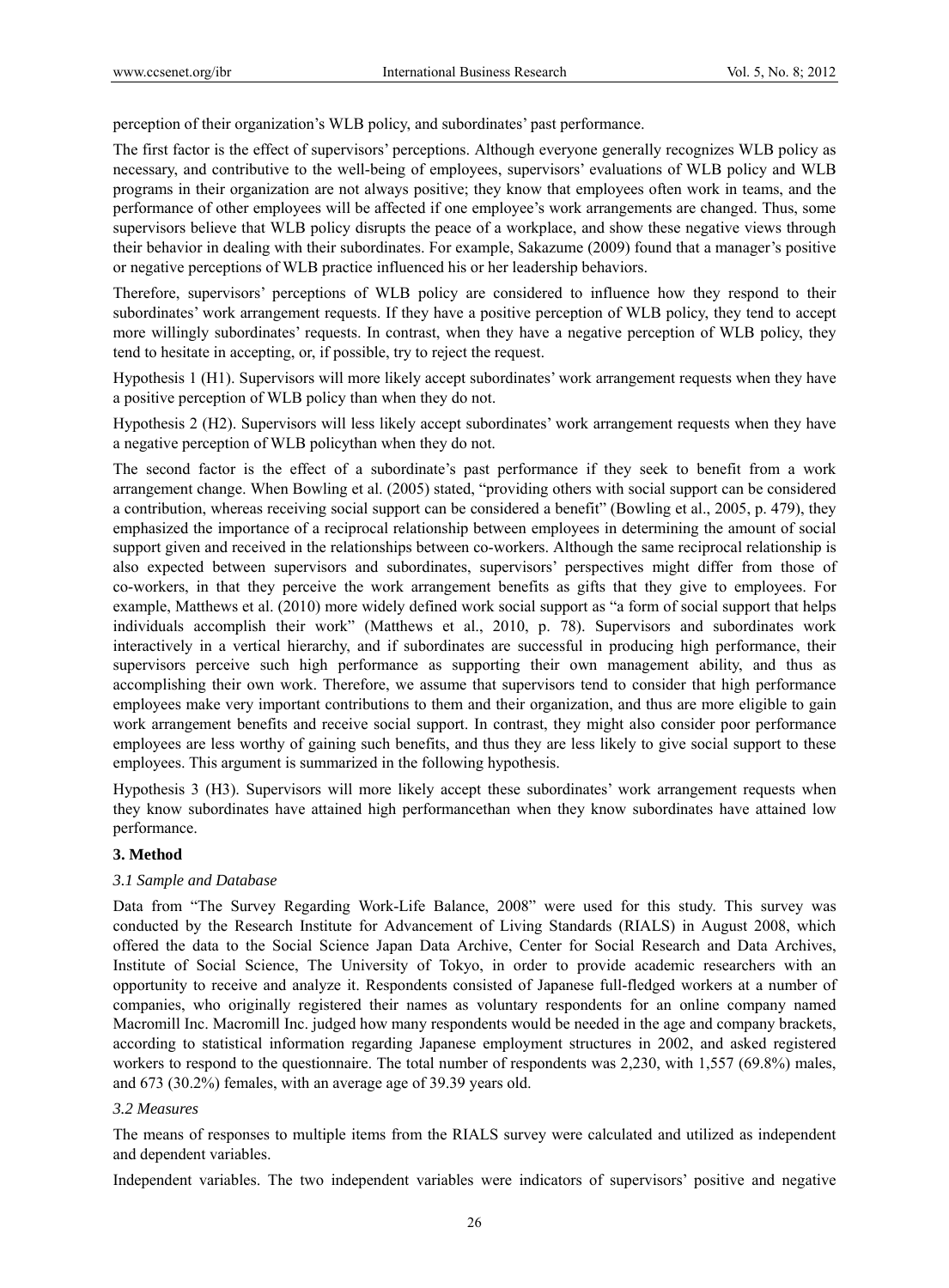perception of their organization's WLB policy, and subordinates' past performance.

The first factor is the effect of supervisors' perceptions. Although everyone generally recognizes WLB policy as necessary, and contributive to the well-being of employees, supervisors' evaluations of WLB policy and WLB programs in their organization are not always positive; they know that employees often work in teams, and the performance of other employees will be affected if one employee's work arrangements are changed. Thus, some supervisors believe that WLB policy disrupts the peace of a workplace, and show these negative views through their behavior in dealing with their subordinates. For example, Sakazume (2009) found that a manager's positive or negative perceptions of WLB practice influenced his or her leadership behaviors.

Therefore, supervisors' perceptions of WLB policy are considered to influence how they respond to their subordinates' work arrangement requests. If they have a positive perception of WLB policy, they tend to accept more willingly subordinates' requests. In contrast, when they have a negative perception of WLB policy, they tend to hesitate in accepting, or, if possible, try to reject the request.

Hypothesis 1 (H1). Supervisors will more likely accept subordinates' work arrangement requests when they have a positive perception of WLB policy than when they do not.

Hypothesis 2 (H2). Supervisors will less likely accept subordinates' work arrangement requests when they have a negative perception of WLB policythan when they do not.

The second factor is the effect of a subordinate's past performance if they seek to benefit from a work arrangement change. When Bowling et al. (2005) stated, "providing others with social support can be considered a contribution, whereas receiving social support can be considered a benefit" (Bowling et al., 2005, p. 479), they emphasized the importance of a reciprocal relationship between employees in determining the amount of social support given and received in the relationships between co-workers. Although the same reciprocal relationship is also expected between supervisors and subordinates, supervisors' perspectives might differ from those of co-workers, in that they perceive the work arrangement benefits as gifts that they give to employees. For example, Matthews et al. (2010) more widely defined work social support as "a form of social support that helps individuals accomplish their work" (Matthews et al., 2010, p. 78). Supervisors and subordinates work interactively in a vertical hierarchy, and if subordinates are successful in producing high performance, their supervisors perceive such high performance as supporting their own management ability, and thus as accomplishing their own work. Therefore, we assume that supervisors tend to consider that high performance employees make very important contributions to them and their organization, and thus are more eligible to gain work arrangement benefits and receive social support. In contrast, they might also consider poor performance employees are less worthy of gaining such benefits, and thus they are less likely to give social support to these employees. This argument is summarized in the following hypothesis.

Hypothesis 3 (H3). Supervisors will more likely accept these subordinates' work arrangement requests when they know subordinates have attained high performancethan when they know subordinates have attained low performance.

## 3. Method

### *3.1 Sample and Database*

Data from "The Survey Regarding Work-Life Balance, 2008" were used for this study. This survey was conducted by the Research Institute for Advancement of Living Standards (RIALS) in August 2008, which offered the data to the Social Science Japan Data Archive, Center for Social Research and Data Archives, Institute of Social Science, The University of Tokyo, in order to provide academic researchers with an opportunity to receive and analyze it. Respondents consisted of Japanese full-fledged workers at a number of companies, who originally registered their names as voluntary respondents for an online company named Macromill Inc. Macromill Inc. judged how many respondents would be needed in the age and company brackets, according to statistical information regarding Japanese employment structures in 2002, and asked registered workers to respond to the questionnaire. The total number of respondents was 2,230, with 1,557 (69.8%) males, and 673 (30.2%) females, with an average age of 39.39 years old.

### *3.2 Measures*

The means of responses to multiple items from the RIALS survey were calculated and utilized as independent and dependent variables.

Independent variables. The two independent variables were indicators of supervisors' positive and negative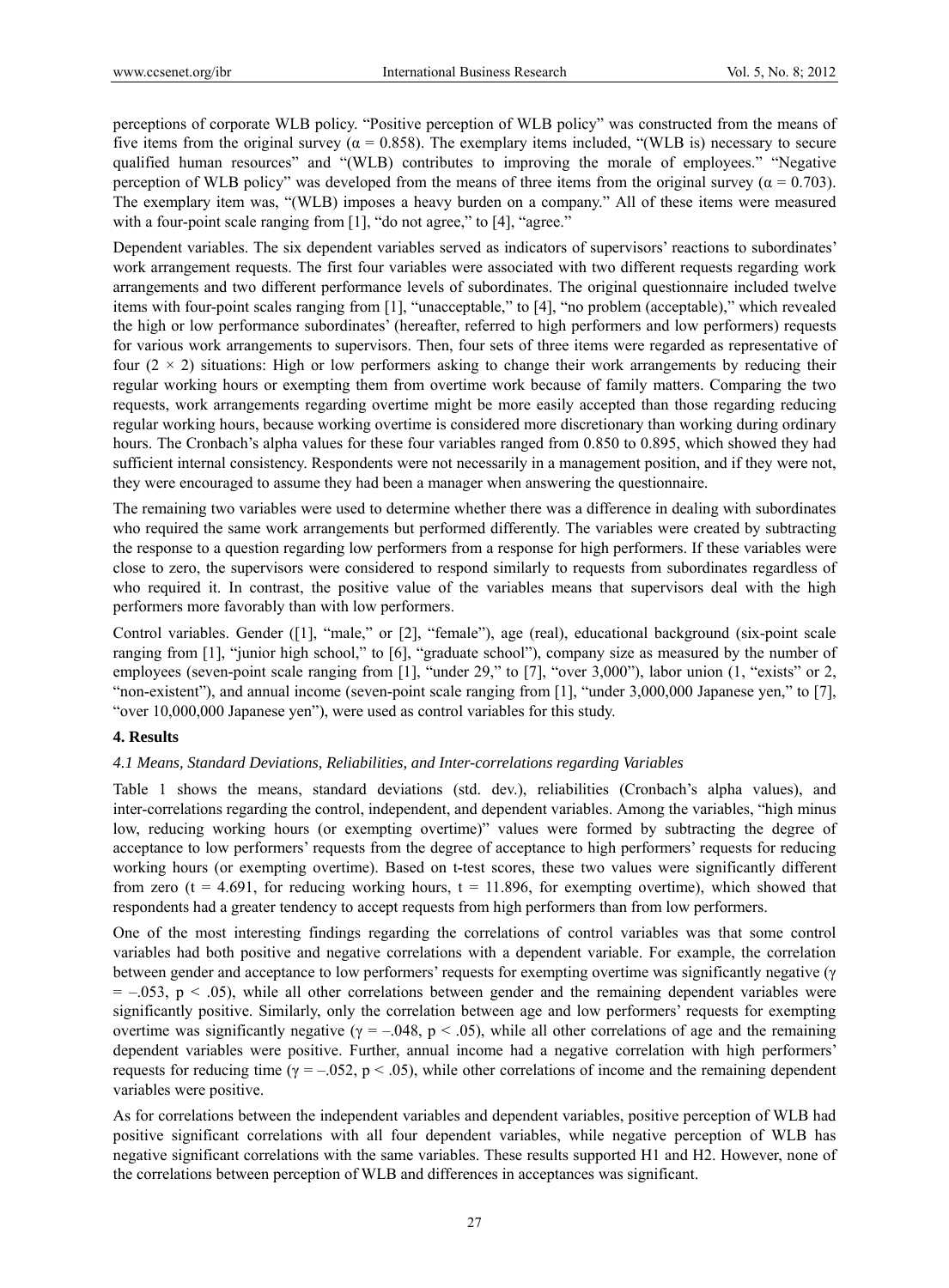perceptions of corporate WLB policy. "Positive perception of WLB policy" was constructed from the means of five items from the original survey ($\alpha = 0.858$). The exemplary items included, "(WLB is) necessary to secure qualified human resources" and "(WLB) contributes to improving the morale of employees." "Negative perception of WLB policy" was developed from the means of three items from the original survey ($\alpha = 0.703$). The exemplary item was, "(WLB) imposes a heavy burden on a company." All of these items were measured with a four-point scale ranging from [1], "do not agree," to [4], "agree."

Dependent variables. The six dependent variables served as indicators of supervisors' reactions to subordinates' work arrangement requests. The first four variables were associated with two different requests regarding work arrangements and two different performance levels of subordinates. The original questionnaire included twelve items with four-point scales ranging from [1], "unacceptable," to [4], "no problem (acceptable)," which revealed the high or low performance subordinates' (hereafter, referred to high performers and low performers) requests for various work arrangements to supervisors. Then, four sets of three items were regarded as representative of four ($2 \times 2$) situations: High or low performers asking to change their work arrangements by reducing their regular working hours or exempting them from overtime work because of family matters. Comparing the two requests, work arrangements regarding overtime might be more easily accepted than those regarding reducing regular working hours, because working overtime is considered more discretionary than working during ordinary hours. The Cronbach's alpha values for these four variables ranged from 0.850 to 0.895, which showed they had sufficient internal consistency. Respondents were not necessarily in a management position, and if they were not, they were encouraged to assume they had been a manager when answering the questionnaire.

The remaining two variables were used to determine whether there was a difference in dealing with subordinates who required the same work arrangements but performed differently. The variables were created by subtracting the response to a question regarding low performers from a response for high performers. If these variables were close to zero, the supervisors were considered to respond similarly to requests from subordinates regardless of who required it. In contrast, the positive value of the variables means that supervisors deal with the high performers more favorably than with low performers.

Control variables. Gender ([1], "male," or [2], "female"), age (real), educational background (six-point scale ranging from [1], "junior high school," to [6], "graduate school"), company size as measured by the number of employees (seven-point scale ranging from [1], "under 29," to [7], "over 3,000"), labor union (1, "exists" or 2, "non-existent"), and annual income (seven-point scale ranging from [1], "under 3,000,000 Japanese yen," to [7], "over 10,000,000 Japanese yen"), were used as control variables for this study.

## 4. Results

### *4.1 Means, Standard Deviations, Reliabilities, and Inter-correlations regarding Variables*

Table 1 shows the means, standard deviations (std. dev.), reliabilities (Cronbach's alpha values), and inter-correlations regarding the control, independent, and dependent variables. Among the variables, "high minus low, reducing working hours (or exempting overtime)" values were formed by subtracting the degree of acceptance to low performers' requests from the degree of acceptance to high performers' requests for reducing working hours (or exempting overtime). Based on t-test scores, these two values were significantly different from zero ($t = 4.691$, for reducing working hours, $t = 11.896$, for exempting overtime), which showed that respondents had a greater tendency to accept requests from high performers than from low performers.

One of the most interesting findings regarding the correlations of control variables was that some control variables had both positive and negative correlations with a dependent variable. For example, the correlation between gender and acceptance to low performers' requests for exempting overtime was significantly negative ($\gamma = -.053$, $p < .05$), while all other correlations between gender and the remaining dependent variables were significantly positive. Similarly, only the correlation between age and low performers' requests for exempting overtime was significantly negative ($\gamma = -.048$, $p < .05$), while all other correlations of age and the remaining dependent variables were positive. Further, annual income had a negative correlation with high performers' requests for reducing time ($\gamma = -.052$, $p < .05$), while other correlations of income and the remaining dependent variables were positive.

As for correlations between the independent variables and dependent variables, positive perception of WLB had positive significant correlations with all four dependent variables, while negative perception of WLB has negative significant correlations with the same variables. These results supported H1 and H2. However, none of the correlations between perception of WLB and differences in acceptances was significant.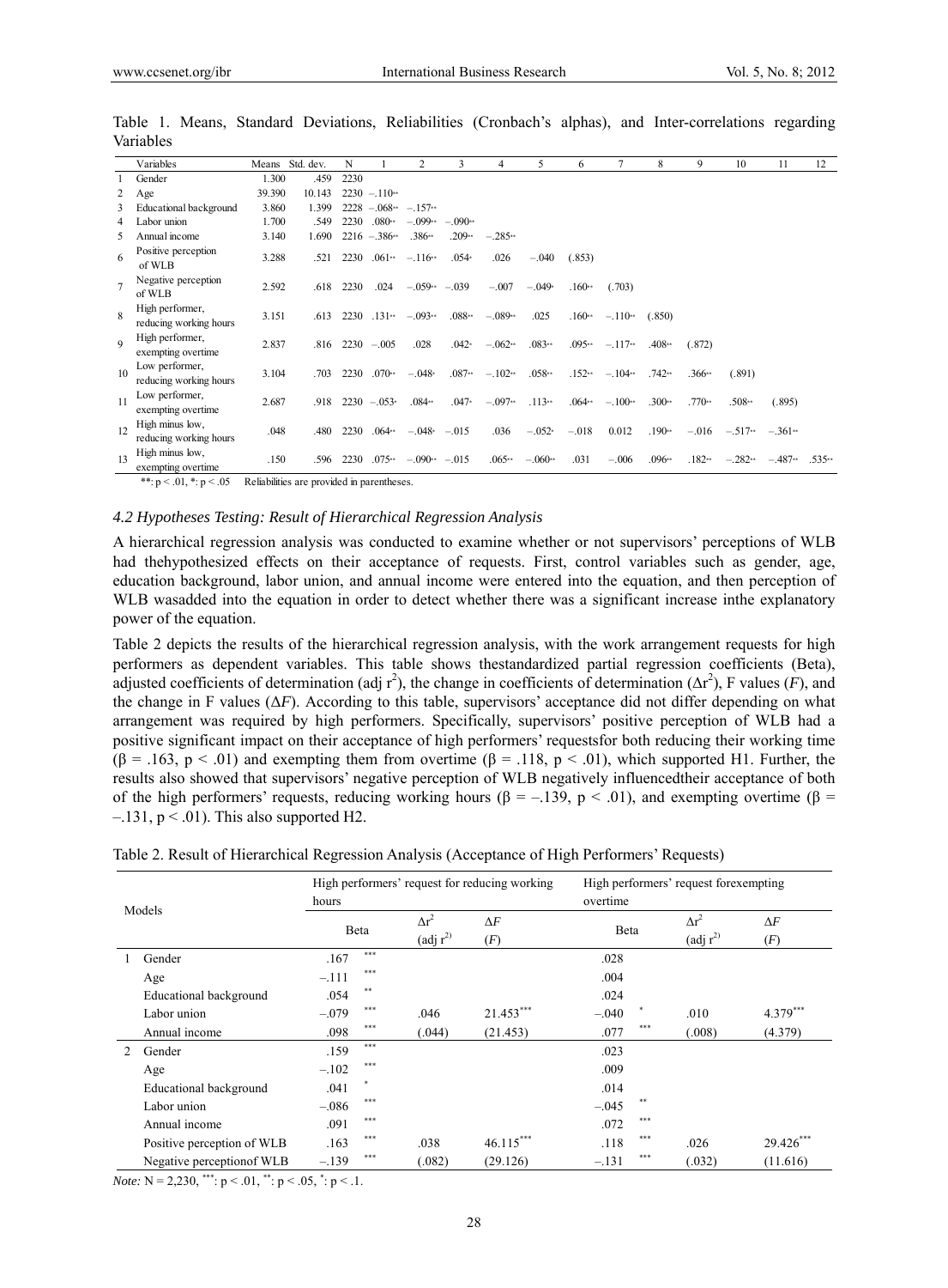Table 1. Means, Standard Deviations, Reliabilities (Cronbach's alphas), and Inter-correlations regarding Variables

| | Variables | Means | Std. dev. | N | 1 | 2 | 3 | 4 | 5 | 6 | 7 | 8 | 9 | 10 | 11 | 12 |
|---|---|---|---|---|---|---|---|---|---|---|---|---|---|---|---|---|
| 1 | Gender | 1.300 | .459 | 2230 | | | | | | | | | | | | |
| 2 | Age | 39.390 | 10.143 | 2230 | –.110** | | | | | | | | | | | |
| 3 | Educational background | 3.860 | 1.399 | 2228 | –.068** | –.157** | | | | | | | | | | |
| 4 | Labor union | 1.700 | .549 | 2230 | .080** | –.099** | –.090** | | | | | | | | | |
| 5 | Annual income | 3.140 | 1.690 | 2216 | –.386** | .386** | .209** | –.285** | | | | | | | | |
| 6 | Positive perception of WLB | 3.288 | .521 | 2230 | .061** | –.116** | .054* | .026 | –.040 | (.853) | | | | | | |
| 7 | Negative perception of WLB | 2.592 | .618 | 2230 | .024 | –.059** | –.039 | –.007 | –.049* | .160** | (.703) | | | | | |
| 8 | High performer, reducing working hours | 3.151 | .613 | 2230 | .131** | –.093** | .088** | –.089** | .025 | .160** | –.110** | (.850) | | | | |
| 9 | High performer, exempting overtime | 2.837 | .816 | 2230 | –.005 | .028 | .042* | –.062** | .083** | .095** | –.117** | .408** | (.872) | | | |
| 10 | Low performer, reducing working hours | 3.104 | .703 | 2230 | .070** | –.048* | .087** | –.102** | .058** | .152** | –.104** | .742** | .366** | (.891) | | |
| 11 | Low performer, exempting overtime | 2.687 | .918 | 2230 | –.053* | .084** | .047* | –.097** | .113** | .064** | –.100** | .300** | .770** | .508** | (.895) | |
| 12 | High minus low, reducing working hours | .048 | .480 | 2230 | .064** | –.048* | –.015 | .036 | –.052* | –.018 | 0.012 | .190** | –.016 | –.517** | –.361** | |
| 13 | High minus low, exempting overtime | .150 | .596 | 2230 | .075** | –.090** | –.015 | .065** | –.060** | .031 | –.006 | .096** | .182** | –.282** | –.487** | .535** |

**: $p < .01$, *: $p < .05$ Reliabilities are provided in parentheses.

### 4.2 Hypotheses Testing: Result of Hierarchical Regression Analysis

A hierarchical regression analysis was conducted to examine whether or not supervisors' perceptions of WLB had thehypothesized effects on their acceptance of requests. First, control variables such as gender, age, education background, labor union, and annual income were entered into the equation, and then perception of WLB wasadded into the equation in order to detect whether there was a significant increase inthe explanatory power of the equation.

Table 2 depicts the results of the hierarchical regression analysis, with the work arrangement requests for high performers as dependent variables. This table shows thestandardized partial regression coefficients (Beta), adjusted coefficients of determination (adj $r^2$), the change in coefficients of determination ($\Delta r^2$), F values ($F$), and the change in F values ($\Delta F$). According to this table, supervisors' acceptance did not differ depending on what arrangement was required by high performers. Specifically, supervisors' positive perception of WLB had a positive significant impact on their acceptance of high performers' requestsfor both reducing their working time ($\beta = .163$, $p < .01$) and exempting them from overtime ($\beta = .118$, $p < .01$), which supported H1. Further, the results also showed that supervisors' negative perception of WLB negatively influencedtheir acceptance of both of the high performers' requests, reducing working hours ($\beta = -.139$, $p < .01$), and exempting overtime ($\beta = -.131$, $p < .01$). This also supported H2.

Table 2. Result of Hierarchical Regression Analysis (Acceptance of High Performers' Requests)

| Models | | High performers' request for reducing working hours | | | High performers' request forexempting overtime | | |
|---|---|---|---|---|---|---|---|
| | | Beta | $\Delta r^2$ (adj $r^2$) | $\Delta F$ ($F$) | Beta | $\Delta r^2$ (adj $r^2$) | $\Delta F$ ($F$) |
| 1 | Gender | .167*** | | | .028 | | |
| | Age | –.111*** | | | .004 | | |
| | Educational background | .054** | | | .024 | | |
| | Labor union | –.079*** | .046 | 21.453*** | –.040* | .010 | 4.379*** |
| | Annual income | .098*** | (.044) | (21.453) | .077*** | (.008) | (4.379) |
| 2 | Gender | .159*** | | | .023 | | |
| | Age | –.102*** | | | .009 | | |
| | Educational background | .041* | | | .014 | | |
| | Labor union | –.086*** | | | –.045** | | |
| | Annual income | .091*** | | | .072*** | | |
| | Positive perception of WLB | .163*** | .038 | 46.115*** | .118*** | .026 | 29.426*** |
| | Negative perceptionof WLB | –.139*** | (.082) | (29.126) | –.131*** | (.032) | (11.616) |

*Note:* N = 2,230, ***: $p < .01$, **: $p < .05$, *: $p < .1$.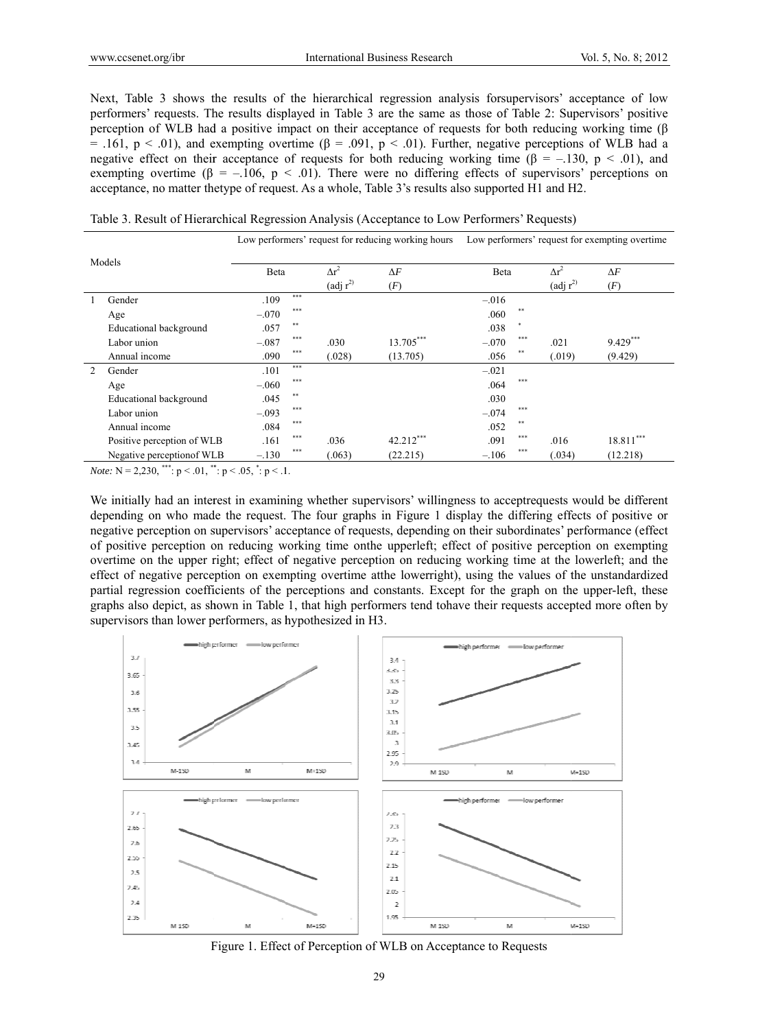Next, Table 3 shows the results of the hierarchical regression analysis forsupervisors' acceptance of low performers' requests. The results displayed in Table 3 are the same as those of Table 2: Supervisors' positive perception of WLB had a positive impact on their acceptance of requests for both reducing working time ($\beta = .161$, $p < .01$), and exempting overtime ($\beta = .091$, $p < .01$). Further, negative perceptions of WLB had a negative effect on their acceptance of requests for both reducing working time ($\beta = -.130$, $p < .01$), and exempting overtime ($\beta = -.106$, $p < .01$). There were no differing effects of supervisors' perceptions on acceptance, no matter thetype of request. As a whole, Table 3's results also supported H1 and H2.

Table 3. Result of Hierarchical Regression Analysis (Acceptance to Low Performers' Requests)

| Models | | Low performers' request for reducing working hours | | | Low performers' request for exempting overtime | | |
|---|---|---|---|---|---|---|---|
| | | Beta | $\Delta r^2$ (adj $r^2$) | $\Delta F$ ($F$) | Beta | $\Delta r^2$ (adj $r^2$) | $\Delta F$ ($F$) |
| 1 | Gender | .109 *** | | | –.016 | | |
| | Age | –.070 *** | | | .060 ** | | |
| | Educational background | .057 ** | | | .038 * | | |
| | Labor union | –.087 *** | .030 | 13.705*** | –.070 *** | .021 | 9.429*** |
| | Annual income | .090 *** | (.028) | (13.705) | .056 ** | (.019) | (9.429) |
| 2 | Gender | .101 *** | | | –.021 | | |
| | Age | –.060 *** | | | .064 *** | | |
| | Educational background | .045 ** | | | .030 | | |
| | Labor union | –.093 *** | | | –.074 *** | | |
| | Annual income | .084 *** | | | .052 ** | | |
| | Positive perception of WLB | .161 *** | .036 | 42.212*** | .091 *** | .016 | 18.811*** |
| | Negative perceptionof WLB | –.130 *** | (.063) | (22.215) | –.106 *** | (.034) | (12.218) |

*Note:* N = 2,230, ***: $p < .01$, **: $p < .05$, *: $p < .1$.

We initially had an interest in examining whether supervisors' willingness to acceptrequests would be different depending on who made the request. The four graphs in Figure 1 display the differing effects of positive or negative perception on supervisors' acceptance of requests, depending on their subordinates' performance (effect of positive perception on reducing working time onthe upperleft; effect of positive perception on exempting overtime on the upper right; effect of negative perception on reducing working time at the lowerleft; and the effect of negative perception on exempting overtime atthe lowerright), using the values of the unstandardized partial regression coefficients of the perceptions and constants. Except for the graph on the upper-left, these graphs also depict, as shown in Table 1, that high performers tend tohave their requests accepted more often by supervisors than lower performers, as hypothesized in H3.

Figure 1. Effect of Perception of WLB on Acceptance to Requests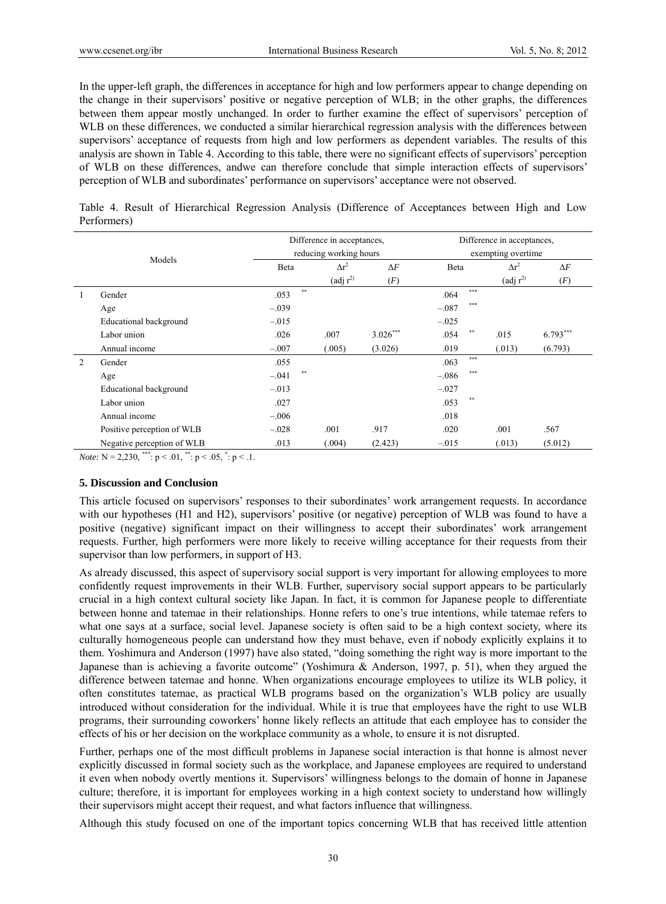In the upper-left graph, the differences in acceptance for high and low performers appear to change depending on the change in their supervisors' positive or negative perception of WLB; in the other graphs, the differences between them appear mostly unchanged. In order to further examine the effect of supervisors' perception of WLB on these differences, we conducted a similar hierarchical regression analysis with the differences between supervisors' acceptance of requests from high and low performers as dependent variables. The results of this analysis are shown in Table 4. According to this table, there were no significant effects of supervisors' perception of WLB on these differences, andwe can therefore conclude that simple interaction effects of supervisors' perception of WLB and subordinates' performance on supervisors' acceptance were not observed.

Table 4. Result of Hierarchical Regression Analysis (Difference of Acceptances between High and Low Performers)

| Models | | Difference in acceptances, reducing working hours | | | Difference in acceptances, exempting overtime | | |
|---|---|---|---|---|---|---|---|
| | | Beta | $\Delta r^2$ (adj $r^2$) | $\Delta F$ ($F$) | Beta | $\Delta r^2$ (adj $r^2$) | $\Delta F$ ($F$) |
| 1 | Gender | .053 ** | | | .064 *** | | |
| | Age | −.039 | | | −.087 *** | | |
| | Educational background | −.015 | | | −.025 | | |
| | Labor union | .026 | .007 | 3.026*** | .054 ** | .015 | 6.793*** |
| | Annual income | −.007 | (.005) | (3.026) | .019 | (.013) | (6.793) |
| 2 | Gender | .055 | | | .063 *** | | |
| | Age | −.041 ** | | | −.086 *** | | |
| | Educational background | −.013 | | | −.027 | | |
| | Labor union | .027 | | | .053 ** | | |
| | Annual income | −.006 | | | .018 | | |
| | Positive perception of WLB | −.028 | .001 | .917 | .020 | .001 | .567 |
| | Negative perception of WLB | .013 | (.004) | (2.423) | −.015 | (.013) | (5.012) |

*Note:* N = 2,230, ***: $p < .01$, **: $p < .05$, *: $p < .1$.

### 5. Discussion and Conclusion

This article focused on supervisors' responses to their subordinates' work arrangement requests. In accordance with our hypotheses (H1 and H2), supervisors' positive (or negative) perception of WLB was found to have a positive (negative) significant impact on their willingness to accept their subordinates' work arrangement requests. Further, high performers were more likely to receive willing acceptance for their requests from their supervisor than low performers, in support of H3.

As already discussed, this aspect of supervisory social support is very important for allowing employees to more confidently request improvements in their WLB. Further, supervisory social support appears to be particularly crucial in a high context cultural society like Japan. In fact, it is common for Japanese people to differentiate between honne and tatemae in their relationships. Honne refers to one's true intentions, while tatemae refers to what one says at a surface, social level. Japanese society is often said to be a high context society, where its culturally homogeneous people can understand how they must behave, even if nobody explicitly explains it to them. Yoshimura and Anderson (1997) have also stated, "doing something the right way is more important to the Japanese than is achieving a favorite outcome" (Yoshimura & Anderson, 1997, p. 51), when they argued the difference between tatemae and honne. When organizations encourage employees to utilize its WLB policy, it often constitutes tatemae, as practical WLB programs based on the organization's WLB policy are usually introduced without consideration for the individual. While it is true that employees have the right to use WLB programs, their surrounding coworkers' honne likely reflects an attitude that each employee has to consider the effects of his or her decision on the workplace community as a whole, to ensure it is not disrupted.

Further, perhaps one of the most difficult problems in Japanese social interaction is that honne is almost never explicitly discussed in formal society such as the workplace, and Japanese employees are required to understand it even when nobody overtly mentions it. Supervisors' willingness belongs to the domain of honne in Japanese culture; therefore, it is important for employees working in a high context society to understand how willingly their supervisors might accept their request, and what factors influence that willingness.

Although this study focused on one of the important topics concerning WLB that has received little attention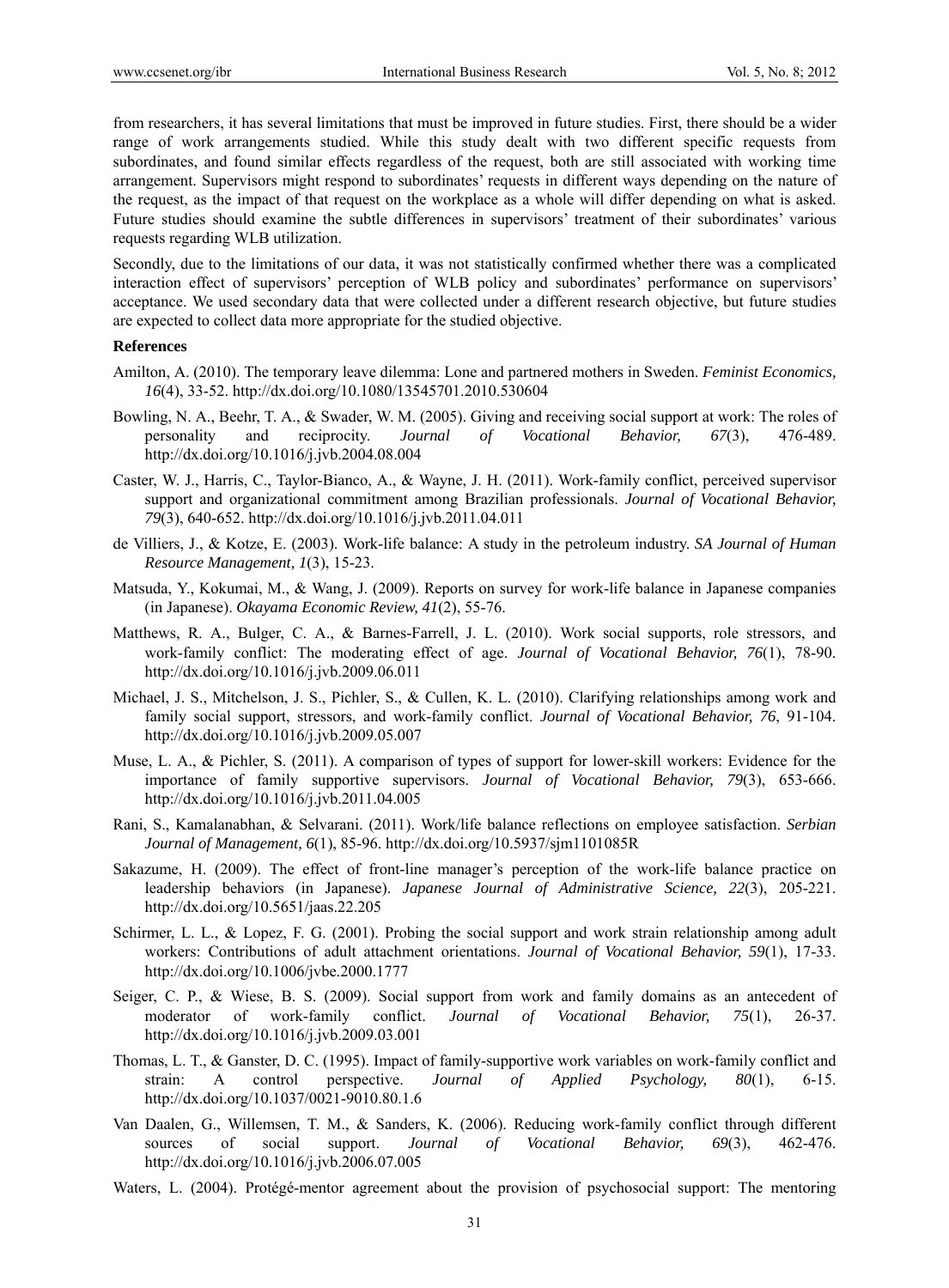from researchers, it has several limitations that must be improved in future studies. First, there should be a wider range of work arrangements studied. While this study dealt with two different specific requests from subordinates, and found similar effects regardless of the request, both are still associated with working time arrangement. Supervisors might respond to subordinates' requests in different ways depending on the nature of the request, as the impact of that request on the workplace as a whole will differ depending on what is asked. Future studies should examine the subtle differences in supervisors' treatment of their subordinates' various requests regarding WLB utilization.

Secondly, due to the limitations of our data, it was not statistically confirmed whether there was a complicated interaction effect of supervisors' perception of WLB policy and subordinates' performance on supervisors' acceptance. We used secondary data that were collected under a different research objective, but future studies are expected to collect data more appropriate for the studied objective.

**References**

Amilton, A. (2010). The temporary leave dilemma: Lone and partnered mothers in Sweden. *Feminist Economics, 16*(4), 33-52. http://dx.doi.org/10.1080/13545701.2010.530604

Bowling, N. A., Beehr, T. A., & Swader, W. M. (2005). Giving and receiving social support at work: The roles of personality and reciprocity. *Journal of Vocational Behavior, 67*(3), 476-489. http://dx.doi.org/10.1016/j.jvb.2004.08.004

Caster, W. J., Harris, C., Taylor-Bianco, A., & Wayne, J. H. (2011). Work-family conflict, perceived supervisor support and organizational commitment among Brazilian professionals. *Journal of Vocational Behavior, 79*(3), 640-652. http://dx.doi.org/10.1016/j.jvb.2011.04.011

de Villiers, J., & Kotze, E. (2003). Work-life balance: A study in the petroleum industry. *SA Journal of Human Resource Management, 1*(3), 15-23.

Matsuda, Y., Kokumai, M., & Wang, J. (2009). Reports on survey for work-life balance in Japanese companies (in Japanese). *Okayama Economic Review, 41*(2), 55-76.

Matthews, R. A., Bulger, C. A., & Barnes-Farrell, J. L. (2010). Work social supports, role stressors, and work-family conflict: The moderating effect of age. *Journal of Vocational Behavior, 76*(1), 78-90. http://dx.doi.org/10.1016/j.jvb.2009.06.011

Michael, J. S., Mitchelson, J. S., Pichler, S., & Cullen, K. L. (2010). Clarifying relationships among work and family social support, stressors, and work-family conflict. *Journal of Vocational Behavior, 76*, 91-104. http://dx.doi.org/10.1016/j.jvb.2009.05.007

Muse, L. A., & Pichler, S. (2011). A comparison of types of support for lower-skill workers: Evidence for the importance of family supportive supervisors. *Journal of Vocational Behavior, 79*(3), 653-666. http://dx.doi.org/10.1016/j.jvb.2011.04.005

Rani, S., Kamalanabhan, & Selvarani. (2011). Work/life balance reflections on employee satisfaction. *Serbian Journal of Management, 6*(1), 85-96. http://dx.doi.org/10.5937/sjm1101085R

Sakazume, H. (2009). The effect of front-line manager's perception of the work-life balance practice on leadership behaviors (in Japanese). *Japanese Journal of Administrative Science, 22*(3), 205-221. http://dx.doi.org/10.5651/jaas.22.205

Schirmer, L. L., & Lopez, F. G. (2001). Probing the social support and work strain relationship among adult workers: Contributions of adult attachment orientations. *Journal of Vocational Behavior, 59*(1), 17-33. http://dx.doi.org/10.1006/jvbe.2000.1777

Seiger, C. P., & Wiese, B. S. (2009). Social support from work and family domains as an antecedent of moderator of work-family conflict. *Journal of Vocational Behavior, 75*(1), 26-37. http://dx.doi.org/10.1016/j.jvb.2009.03.001

Thomas, L. T., & Ganster, D. C. (1995). Impact of family-supportive work variables on work-family conflict and strain: A control perspective. *Journal of Applied Psychology, 80*(1), 6-15. http://dx.doi.org/10.1037/0021-9010.80.1.6

Van Daalen, G., Willemsen, T. M., & Sanders, K. (2006). Reducing work-family conflict through different sources of social support. *Journal of Vocational Behavior, 69*(3), 462-476. http://dx.doi.org/10.1016/j.jvb.2006.07.005

Waters, L. (2004). Protégé-mentor agreement about the provision of psychosocial support: The mentoring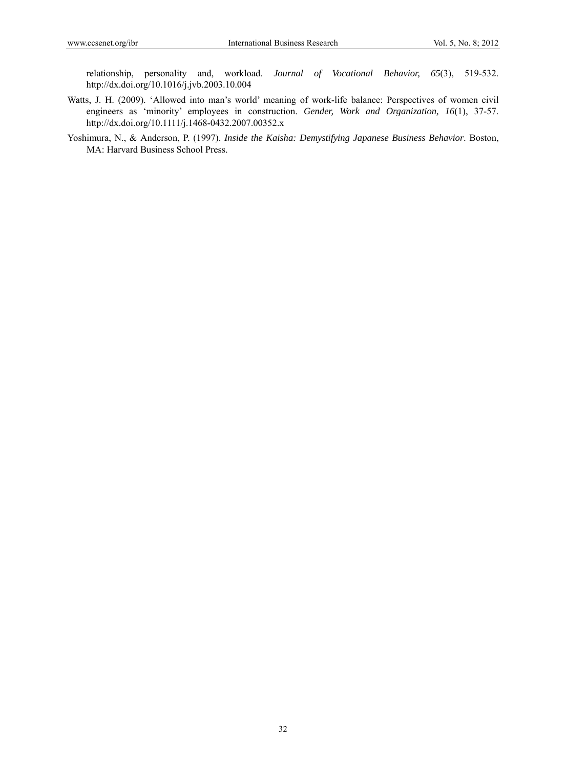relationship, personality and, workload. *Journal of Vocational Behavior, 65*(3), 519-532. http://dx.doi.org/10.1016/j.jvb.2003.10.004

Watts, J. H. (2009). 'Allowed into man's world' meaning of work-life balance: Perspectives of women civil engineers as 'minority' employees in construction. *Gender, Work and Organization, 16*(1), 37-57. http://dx.doi.org/10.1111/j.1468-0432.2007.00352.x

Yoshimura, N., & Anderson, P. (1997). *Inside the Kaisha: Demystifying Japanese Business Behavior*. Boston, MA: Harvard Business School Press.